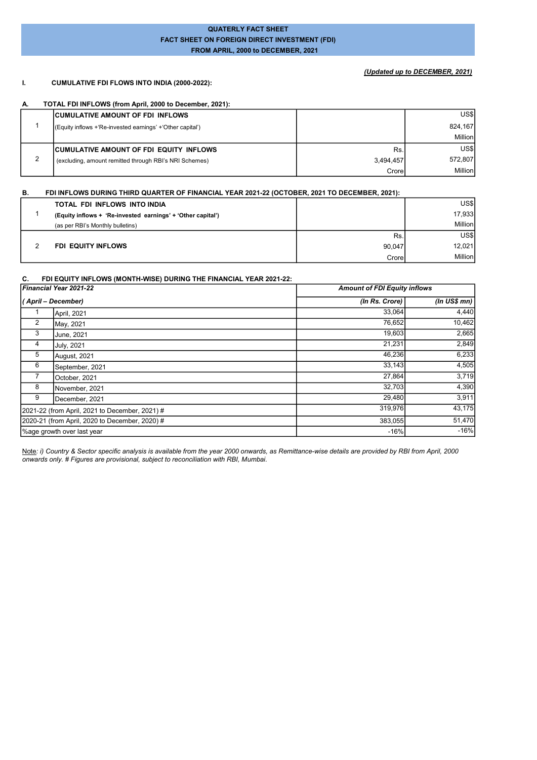# QUATERLY FACT SHEET

## FACT SHEET ON FOREIGN DIRECT INVESTMENT (FDI)

## FROM APRIL, 2000 to DECEMBER, 2021

*(Updated up to DECEMBER, 2021)*

## I. CUMULATIVE FDI FLOWS INTO INDIA (2000-2022):

### A. TOTAL FDI INFLOWS (from April, 2000 to December, 2021):

| | | | |
|---|---|---|---|
| 1 | **CUMULATIVE AMOUNT OF FDI INFLOWS** (Equity inflows +'Re-invested earnings' +'Other capital') | | US$ 824,167 Million |
| 2 | **CUMULATIVE AMOUNT OF FDI EQUITY INFLOWS** (excluding, amount remitted through RBI's NRI Schemes) | Rs. 3,494,457 Crore | US$ 572,807 Million |

### B. FDI INFLOWS DURING THIRD QUARTER OF FINANCIAL YEAR 2021-22 (OCTOBER, 2021 TO DECEMBER, 2021):

| | | | |
|---|---|---|---|
| 1 | **TOTAL FDI INFLOWS INTO INDIA** **(Equity inflows + 'Re-invested earnings' + 'Other capital')** (as per RBI's Monthly bulletins) | | US$ 17,933 Million |
| 2 | **FDI EQUITY INFLOWS** | Rs. 90,047 Crore | US$ 12,021 Million |

### C. FDI EQUITY INFLOWS (MONTH-WISE) DURING THE FINANCIAL YEAR 2021-22:

| *Financial Year 2021-22* | | *Amount of FDI Equity inflows* | |
|---|---|---|---|
| *( April – December)* | | *(In Rs. Crore)* | *(In US$ mn)* |
| 1 | April, 2021 | 33,064 | 4,440 |
| 2 | May, 2021 | 76,652 | 10,462 |
| 3 | June, 2021 | 19,603 | 2,665 |
| 4 | July, 2021 | 21,231 | 2,849 |
| 5 | August, 2021 | 46,236 | 6,233 |
| 6 | September, 2021 | 33,143 | 4,505 |
| 7 | October, 2021 | 27,864 | 3,719 |
| 8 | November, 2021 | 32,703 | 4,390 |
| 9 | December, 2021 | 29,480 | 3,911 |
| 2021-22 (from April, 2021 to December, 2021) # | | 319,976 | 43,175 |
| 2020-21 (from April, 2020 to December, 2020) # | | 383,055 | 51,470 |
| %age growth over last year | | -16% | -16% |

Note*: i) Country & Sector specific analysis is available from the year 2000 onwards, as Remittance-wise details are provided by RBI from April, 2000 onwards only. # Figures are provisional, subject to reconciliation with RBI, Mumbai.*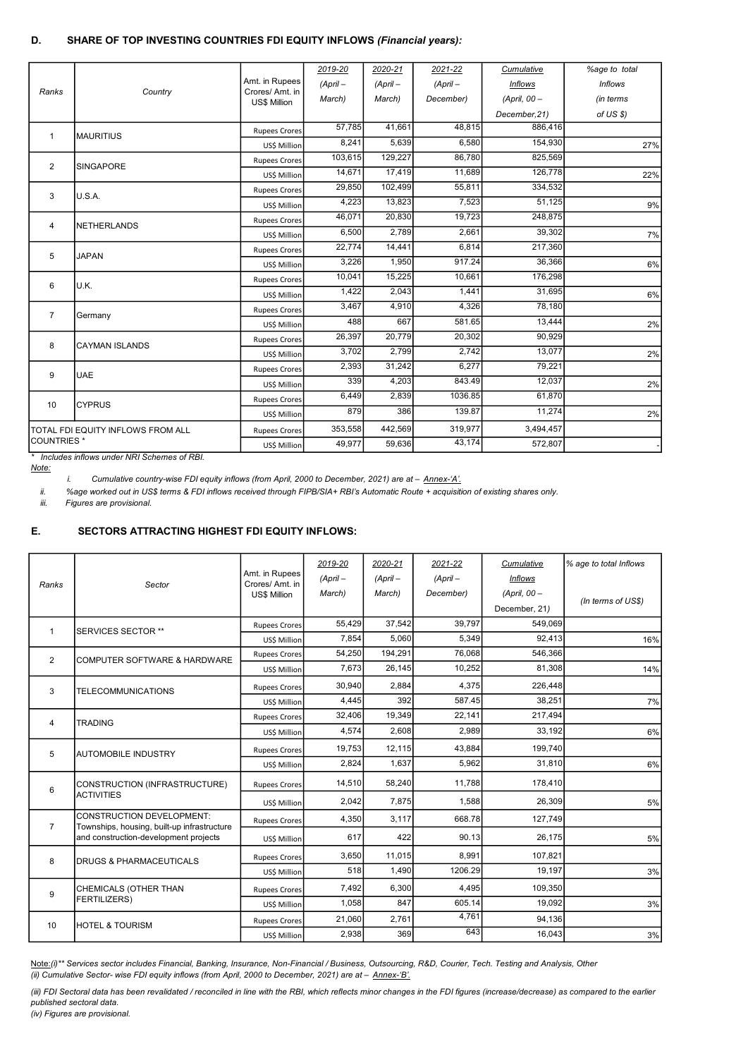## D. SHARE OF TOP INVESTING COUNTRIES FDI EQUITY INFLOWS *(Financial years):*

| Ranks | Country | Amt. in Rupees Crores/ Amt. in US$ Million | 2019-20 (April – March) | 2020-21 (April – March) | 2021-22 (April – December) | Cumulative Inflows (April, 00 – December,21) | %age to total Inflows (in terms of US $) |
|---|---|---|---|---|---|---|---|
| 1 | MAURITIUS | Rupees Crores | 57,785 | 41,661 | 48,815 | 886,416 | |
| | | US$ Million | 8,241 | 5,639 | 6,580 | 154,930 | 27% |
| 2 | SINGAPORE | Rupees Crores | 103,615 | 129,227 | 86,780 | 825,569 | |
| | | US$ Million | 14,671 | 17,419 | 11,689 | 126,778 | 22% |
| 3 | U.S.A. | Rupees Crores | 29,850 | 102,499 | 55,811 | 334,532 | |
| | | US$ Million | 4,223 | 13,823 | 7,523 | 51,125 | 9% |
| 4 | NETHERLANDS | Rupees Crores | 46,071 | 20,830 | 19,723 | 248,875 | |
| | | US$ Million | 6,500 | 2,789 | 2,661 | 39,302 | 7% |
| 5 | JAPAN | Rupees Crores | 22,774 | 14,441 | 6,814 | 217,360 | |
| | | US$ Million | 3,226 | 1,950 | 917.24 | 36,366 | 6% |
| 6 | U.K. | Rupees Crores | 10,041 | 15,225 | 10,661 | 176,298 | |
| | | US$ Million | 1,422 | 2,043 | 1,441 | 31,695 | 6% |
| 7 | Germany | Rupees Crores | 3,467 | 4,910 | 4,326 | 78,180 | |
| | | US$ Million | 488 | 667 | 581.65 | 13,444 | 2% |
| 8 | CAYMAN ISLANDS | Rupees Crores | 26,397 | 20,779 | 20,302 | 90,929 | |
| | | US$ Million | 3,702 | 2,799 | 2,742 | 13,077 | 2% |
| 9 | UAE | Rupees Crores | 2,393 | 31,242 | 6,277 | 79,221 | |
| | | US$ Million | 339 | 4,203 | 843.49 | 12,037 | 2% |
| 10 | CYPRUS | Rupees Crores | 6,449 | 2,839 | 1036.85 | 61,870 | |
| | | US$ Million | 879 | 386 | 139.87 | 11,274 | 2% |
| TOTAL FDI EQUITY INFLOWS FROM ALL COUNTRIES * | | Rupees Crores | 353,558 | 442,569 | 319,977 | 3,494,457 | |
| | | US$ Million | 49,977 | 59,636 | 43,174 | 572,807 | - |

\* *Includes inflows under NRI Schemes of RBI.*

*Note:*

*i. Cumulative country-wise FDI equity inflows (from April, 2000 to December, 2021) are at – Annex-'A'.*

*ii. %age worked out in US$ terms & FDI inflows received through FIPB/SIA+ RBI's Automatic Route + acquisition of existing shares only.*

*iii. Figures are provisional.*

## E. SECTORS ATTRACTING HIGHEST FDI EQUITY INFLOWS:

| Ranks | Sector | Amt. in Rupees Crores/ Amt. in US$ Million | 2019-20 (April – March) | 2020-21 (April – March) | 2021-22 (April – December) | Cumulative Inflows (April, 00 – December, 21) | % age to total Inflows (In terms of US$) |
|---|---|---|---|---|---|---|---|
| 1 | SERVICES SECTOR ** | Rupees Crores | 55,429 | 37,542 | 39,797 | 549,069 | |
| | | US$ Million | 7,854 | 5,060 | 5,349 | 92,413 | 16% |
| 2 | COMPUTER SOFTWARE & HARDWARE | Rupees Crores | 54,250 | 194,291 | 76,068 | 546,366 | |
| | | US$ Million | 7,673 | 26,145 | 10,252 | 81,308 | 14% |
| 3 | TELECOMMUNICATIONS | Rupees Crores | 30,940 | 2,884 | 4,375 | 226,448 | |
| | | US$ Million | 4,445 | 392 | 587.45 | 38,251 | 7% |
| 4 | TRADING | Rupees Crores | 32,406 | 19,349 | 22,141 | 217,494 | |
| | | US$ Million | 4,574 | 2,608 | 2,989 | 33,192 | 6% |
| 5 | AUTOMOBILE INDUSTRY | Rupees Crores | 19,753 | 12,115 | 43,884 | 199,740 | |
| | | US$ Million | 2,824 | 1,637 | 5,962 | 31,810 | 6% |
| 6 | CONSTRUCTION (INFRASTRUCTURE) ACTIVITIES | Rupees Crores | 14,510 | 58,240 | 11,788 | 178,410 | |
| | | US$ Million | 2,042 | 7,875 | 1,588 | 26,309 | 5% |
| 7 | CONSTRUCTION DEVELOPMENT: Townships, housing, built-up infrastructure and construction-development projects | Rupees Crores | 4,350 | 3,117 | 668.78 | 127,749 | |
| | | US$ Million | 617 | 422 | 90.13 | 26,175 | 5% |
| 8 | DRUGS & PHARMACEUTICALS | Rupees Crores | 3,650 | 11,015 | 8,991 | 107,821 | |
| | | US$ Million | 518 | 1,490 | 1206.29 | 19,197 | 3% |
| 9 | CHEMICALS (OTHER THAN FERTILIZERS) | Rupees Crores | 7,492 | 6,300 | 4,495 | 109,350 | |
| | | US$ Million | 1,058 | 847 | 605.14 | 19,092 | 3% |
| 10 | HOTEL & TOURISM | Rupees Crores | 21,060 | 2,761 | 4,761 | 94,136 | |
| | | US$ Million | 2,938 | 369 | 643 | 16,043 | 3% |

*Note:(i)\*\* Services sector includes Financial, Banking, Insurance, Non-Financial / Business, Outsourcing, R&D, Courier, Tech. Testing and Analysis, Other*

*(ii) Cumulative Sector- wise FDI equity inflows (from April, 2000 to December, 2021) are at – Annex-'B'.*

*(iii) FDI Sectoral data has been revalidated / reconciled in line with the RBI, which reflects minor changes in the FDI figures (increase/decrease) as compared to the earlier published sectoral data.*

*(iv) Figures are provisional.*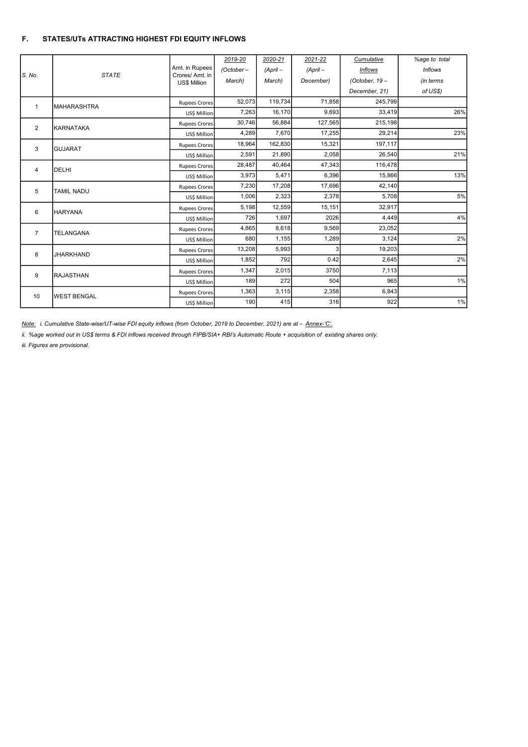## F. STATES/UTs ATTRACTING HIGHEST FDI EQUITY INFLOWS

| S. No. | STATE | Amt. in Rupees Crores/ Amt. in US$ Million | 2019-20 (October – March) | 2020-21 (April – March) | 2021-22 (April – December) | Cumulative Inflows (October, 19 – December, 21) | %age to total Inflows (in terms of US$) |
|---|---|---|---|---|---|---|---|
| 1 | MAHARASHTRA | Rupees Crores | 52,073 | 119,734 | 71,858 | 245,799 | |
| | | US$ Million | 7,263 | 16,170 | 9,693 | 33,419 | 26% |
| 2 | KARNATAKA | Rupees Crores | 30,746 | 56,884 | 127,565 | 215,198 | |
| | | US$ Million | 4,289 | 7,670 | 17,255 | 29,214 | 23% |
| 3 | GUJARAT | Rupees Crores | 18,964 | 162,830 | 15,321 | 197,117 | |
| | | US$ Million | 2,591 | 21,890 | 2,058 | 26,540 | 21% |
| 4 | DELHI | Rupees Crores | 28,487 | 40,464 | 47,343 | 116,478 | |
| | | US$ Million | 3,973 | 5,471 | 6,396 | 15,866 | 13% |
| 5 | TAMIL NADU | Rupees Crores | 7,230 | 17,208 | 17,696 | 42,140 | |
| | | US$ Million | 1,006 | 2,323 | 2,378 | 5,708 | 5% |
| 6 | HARYANA | Rupees Crores | 5,198 | 12,559 | 15,151 | 32,917 | |
| | | US$ Million | 726 | 1,697 | 2026 | 4,449 | 4% |
| 7 | TELANGANA | Rupees Crores | 4,865 | 8,618 | 9,569 | 23,052 | |
| | | US$ Million | 680 | 1,155 | 1,289 | 3,124 | 2% |
| 8 | JHARKHAND | Rupees Crores | 13,208 | 5,993 | 3 | 19,203 | |
| | | US$ Million | 1,852 | 792 | 0.42 | 2,645 | 2% |
| 9 | RAJASTHAN | Rupees Crores | 1,347 | 2,015 | 3750 | 7,113 | |
| | | US$ Million | 189 | 272 | 504 | 965 | 1% |
| 10 | WEST BENGAL | Rupees Crores | 1,363 | 3,115 | 2,358 | 6,843 | |
| | | US$ Million | 190 | 415 | 316 | 922 | 1% |

*Note: i. Cumulative State-wise/UT-wise FDI equity inflows (from October, 2019 to December, 2021) are at – Annex-'C'.*

*ii. %age worked out in US$ terms & FDI inflows received through FIPB/SIA+ RBI's Automatic Route + acquisition of existing shares only.*

*iii. Figures are provisional.*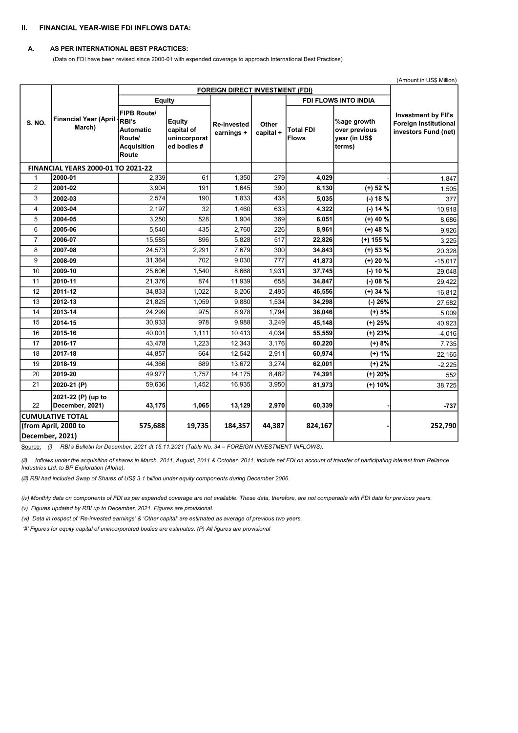## II. FINANCIAL YEAR-WISE FDI INFLOWS DATA:

### A. AS PER INTERNATIONAL BEST PRACTICES:

(Data on FDI have been revised since 2000-01 with expended coverage to approach International Best Practices)

(Amount in US$ Million)

| S. NO. | Financial Year (April - March) | FOREIGN DIRECT INVESTMENT (FDI) | | | | | | Investment by FII's Foreign Institutional investors Fund (net) |
|---|---|---|---|---|---|---|---|---|
| | | Equity | | | | FDI FLOWS INTO INDIA | | |
| | | FIPB Route/ RBI's Automatic Route/ Acquisition Route | Equity capital of unincorporated bodies # | Re-invested earnings + | Other capital + | Total FDI Flows | %age growth over previous year (in US$ terms) | |
| **FINANCIAL YEARS 2000-01 TO 2021-22** | | | | | | | | |
| 1 | **2000-01** | 2,339 | 61 | 1,350 | 279 | **4,029** | - | 1,847 |
| 2 | **2001-02** | 3,904 | 191 | 1,645 | 390 | **6,130** | **(+) 52 %** | 1,505 |
| 3 | **2002-03** | 2,574 | 190 | 1,833 | 438 | **5,035** | **(-) 18 %** | 377 |
| 4 | **2003-04** | 2,197 | 32 | 1,460 | 633 | **4,322** | **(-) 14 %** | 10,918 |
| 5 | **2004-05** | 3,250 | 528 | 1,904 | 369 | **6,051** | **(+) 40 %** | 8,686 |
| 6 | **2005-06** | 5,540 | 435 | 2,760 | 226 | **8,961** | **(+) 48 %** | 9,926 |
| 7 | **2006-07** | 15,585 | 896 | 5,828 | 517 | **22,826** | **(+) 155 %** | 3,225 |
| 8 | **2007-08** | 24,573 | 2,291 | 7,679 | 300 | **34,843** | **(+) 53 %** | 20,328 |
| 9 | **2008-09** | 31,364 | 702 | 9,030 | 777 | **41,873** | **(+) 20 %** | -15,017 |
| 10 | **2009-10** | 25,606 | 1,540 | 8,668 | 1,931 | **37,745** | **(-) 10 %** | 29,048 |
| 11 | **2010-11** | 21,376 | 874 | 11,939 | 658 | **34,847** | **(-) 08 %** | 29,422 |
| 12 | **2011-12** | 34,833 | 1,022 | 8,206 | 2,495 | **46,556** | **(+) 34 %** | 16,812 |
| 13 | **2012-13** | 21,825 | 1,059 | 9,880 | 1,534 | **34,298** | **(-) 26%** | 27,582 |
| 14 | **2013-14** | 24,299 | 975 | 8,978 | 1,794 | **36,046** | **(+) 5%** | 5,009 |
| 15 | **2014-15** | 30,933 | 978 | 9,988 | 3,249 | **45,148** | **(+) 25%** | 40,923 |
| 16 | **2015-16** | 40,001 | 1,111 | 10,413 | 4,034 | **55,559** | **(+) 23%** | -4,016 |
| 17 | **2016-17** | 43,478 | 1,223 | 12,343 | 3,176 | **60,220** | **(+) 8%** | 7,735 |
| 18 | **2017-18** | 44,857 | 664 | 12,542 | 2,911 | **60,974** | **(+) 1%** | 22,165 |
| 19 | **2018-19** | 44,366 | 689 | 13,672 | 3,274 | **62,001** | **(+) 2%** | -2,225 |
| 20 | **2019-20** | 49,977 | 1,757 | 14,175 | 8,482 | **74,391** | **(+) 20%** | 552 |
| 21 | **2020-21 (P)** | 59,636 | 1,452 | 16,935 | 3,950 | **81,973** | **(+) 10%** | 38,725 |
| 22 | **2021-22 (P) (up to December, 2021)** | **43,175** | **1,065** | **13,129** | **2,970** | **60,339** | **-** | **-737** |
| **CUMULATIVE TOTAL (from April, 2000 to December, 2021)** | | **575,688** | **19,735** | **184,357** | **44,387** | **824,167** | **-** | **252,790** |

Source: *(i) RBI's Bulletin for December, 2021 dt.15.11.2021 (Table No. 34 – FOREIGN INVESTMENT INFLOWS).*

*(ii) Inflows under the acquisition of shares in March, 2011, August, 2011 & October, 2011, include net FDI on account of transfer of participating interest from Reliance Industries Ltd. to BP Exploration (Alpha).*

*(iii) RBI had included Swap of Shares of US$ 3.1 billion under equity components during December 2006.*

*(iv) Monthly data on components of FDI as per expended coverage are not available. These data, therefore, are not comparable with FDI data for previous years.*

*(v) Figures updated by RBI up to December, 2021. Figures are provisional.*

*(vi) Data in respect of 'Re-invested earnings' & 'Other capital' are estimated as average of previous two years.*

*'#' Figures for equity capital of unincorporated bodies are estimates. (P) All figures are provisional*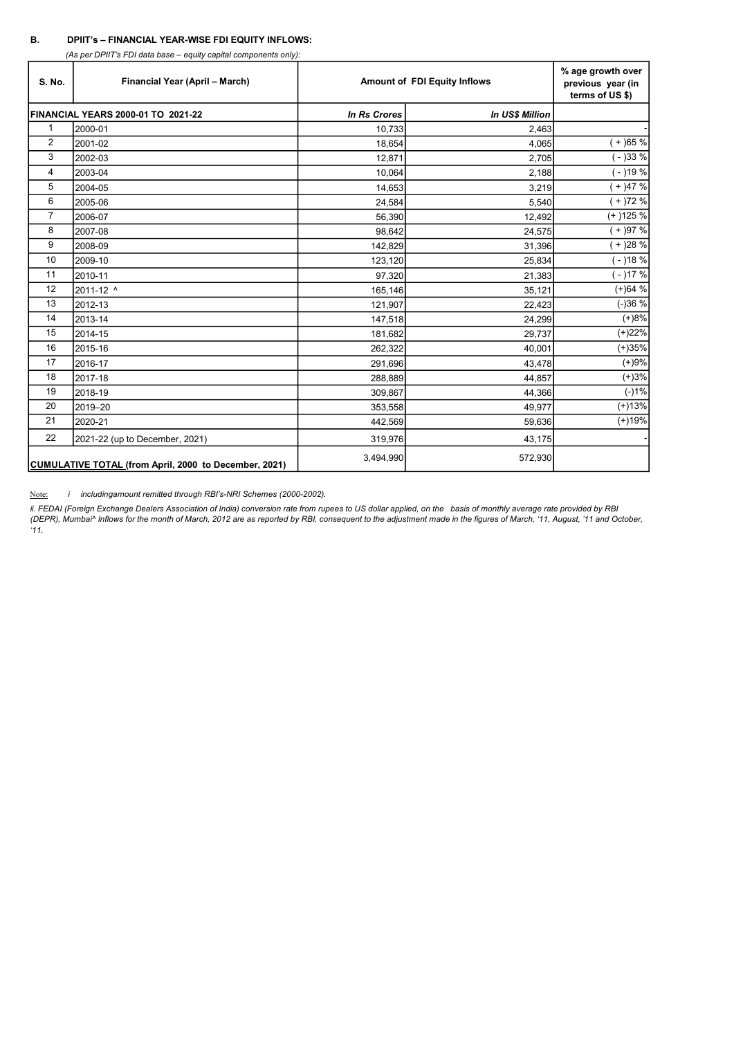**B. DPIIT's – FINANCIAL YEAR-WISE FDI EQUITY INFLOWS:**

*(As per DPIIT's FDI data base – equity capital components only):*

| S. No. | Financial Year (April – March) | Amount of FDI Equity Inflows | | % age growth over previous year (in terms of US $) |
|---|---|---|---|---|
| **FINANCIAL YEARS 2000-01 TO 2021-22** | | ***In Rs Crores*** | ***In US$ Million*** | |
| 1 | 2000-01 | 10,733 | 2,463 | - |
| 2 | 2001-02 | 18,654 | 4,065 | ( + )65 % |
| 3 | 2002-03 | 12,871 | 2,705 | ( - )33 % |
| 4 | 2003-04 | 10,064 | 2,188 | ( - )19 % |
| 5 | 2004-05 | 14,653 | 3,219 | ( + )47 % |
| 6 | 2005-06 | 24,584 | 5,540 | ( + )72 % |
| 7 | 2006-07 | 56,390 | 12,492 | (+ )125 % |
| 8 | 2007-08 | 98,642 | 24,575 | ( + )97 % |
| 9 | 2008-09 | 142,829 | 31,396 | ( + )28 % |
| 10 | 2009-10 | 123,120 | 25,834 | ( - )18 % |
| 11 | 2010-11 | 97,320 | 21,383 | ( - )17 % |
| 12 | 2011-12 ^ | 165,146 | 35,121 | (+)64 % |
| 13 | 2012-13 | 121,907 | 22,423 | (-)36 % |
| 14 | 2013-14 | 147,518 | 24,299 | (+)8% |
| 15 | 2014-15 | 181,682 | 29,737 | (+)22% |
| 16 | 2015-16 | 262,322 | 40,001 | (+)35% |
| 17 | 2016-17 | 291,696 | 43,478 | (+)9% |
| 18 | 2017-18 | 288,889 | 44,857 | (+)3% |
| 19 | 2018-19 | 309,867 | 44,366 | (-)1% |
| 20 | 2019–20 | 353,558 | 49,977 | (+)13% |
| 21 | 2020-21 | 442,569 | 59,636 | (+)19% |
| 22 | 2021-22 (up to December, 2021) | 319,976 | 43,175 | - |
| **CUMULATIVE TOTAL (from April, 2000 to December, 2021)** | | 3,494,990 | 572,930 | |

Note: *i includingamount remitted through RBI's-NRI Schemes (2000-2002).*

*ii. FEDAI (Foreign Exchange Dealers Association of India) conversion rate from rupees to US dollar applied, on the basis of monthly average rate provided by RBI (DEPR), Mumbai^ Inflows for the month of March, 2012 are as reported by RBI, consequent to the adjustment made in the figures of March, '11, August, '11 and October, '11.*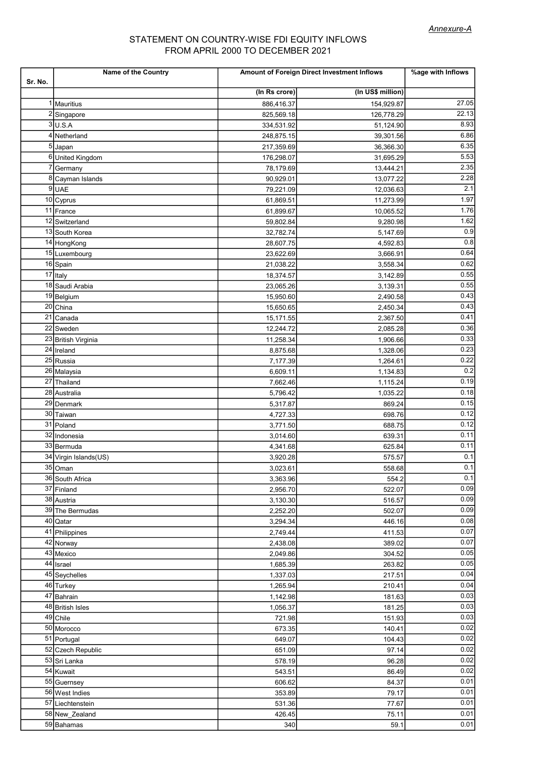*Annexure-A*

# STATEMENT ON COUNTRY-WISE FDI EQUITY INFLOWS FROM APRIL 2000 TO DECEMBER 2021

| Sr. No. | Name of the Country | Amount of Foreign Direct Investment Inflows | | %age with Inflows |
|---|---|---|---|---|
| | | (In Rs crore) | (In US$ million) | |
| 1 | Mauritius | 886,416.37 | 154,929.87 | 27.05 |
| 2 | Singapore | 825,569.18 | 126,778.29 | 22.13 |
| 3 | U.S.A | 334,531.92 | 51,124.90 | 8.93 |
| 4 | Netherland | 248,875.15 | 39,301.56 | 6.86 |
| 5 | Japan | 217,359.69 | 36,366.30 | 6.35 |
| 6 | United Kingdom | 176,298.07 | 31,695.29 | 5.53 |
| 7 | Germany | 78,179.69 | 13,444.21 | 2.35 |
| 8 | Cayman Islands | 90,929.01 | 13,077.22 | 2.28 |
| 9 | UAE | 79,221.09 | 12,036.63 | 2.1 |
| 10 | Cyprus | 61,869.51 | 11,273.99 | 1.97 |
| 11 | France | 61,899.67 | 10,065.52 | 1.76 |
| 12 | Switzerland | 59,802.84 | 9,280.98 | 1.62 |
| 13 | South Korea | 32,782.74 | 5,147.69 | 0.9 |
| 14 | HongKong | 28,607.75 | 4,592.83 | 0.8 |
| 15 | Luxembourg | 23,622.69 | 3,666.91 | 0.64 |
| 16 | Spain | 21,038.22 | 3,558.34 | 0.62 |
| 17 | Italy | 18,374.57 | 3,142.89 | 0.55 |
| 18 | Saudi Arabia | 23,065.26 | 3,139.31 | 0.55 |
| 19 | Belgium | 15,950.60 | 2,490.58 | 0.43 |
| 20 | China | 15,650.65 | 2,450.34 | 0.43 |
| 21 | Canada | 15,171.55 | 2,367.50 | 0.41 |
| 22 | Sweden | 12,244.72 | 2,085.28 | 0.36 |
| 23 | British Virginia | 11,258.34 | 1,906.66 | 0.33 |
| 24 | Ireland | 8,875.68 | 1,328.06 | 0.23 |
| 25 | Russia | 7,177.39 | 1,264.61 | 0.22 |
| 26 | Malaysia | 6,609.11 | 1,134.83 | 0.2 |
| 27 | Thailand | 7,662.46 | 1,115.24 | 0.19 |
| 28 | Australia | 5,796.42 | 1,035.22 | 0.18 |
| 29 | Denmark | 5,317.87 | 869.24 | 0.15 |
| 30 | Taiwan | 4,727.33 | 698.76 | 0.12 |
| 31 | Poland | 3,771.50 | 688.75 | 0.12 |
| 32 | Indonesia | 3,014.60 | 639.31 | 0.11 |
| 33 | Bermuda | 4,341.68 | 625.84 | 0.11 |
| 34 | Virgin Islands(US) | 3,920.28 | 575.57 | 0.1 |
| 35 | Oman | 3,023.61 | 558.68 | 0.1 |
| 36 | South Africa | 3,363.96 | 554.2 | 0.1 |
| 37 | Finland | 2,956.70 | 522.07 | 0.09 |
| 38 | Austria | 3,130.30 | 516.57 | 0.09 |
| 39 | The Bermudas | 2,252.20 | 502.07 | 0.09 |
| 40 | Qatar | 3,294.34 | 446.16 | 0.08 |
| 41 | Philippines | 2,749.44 | 411.53 | 0.07 |
| 42 | Norway | 2,438.08 | 389.02 | 0.07 |
| 43 | Mexico | 2,049.86 | 304.52 | 0.05 |
| 44 | Israel | 1,685.39 | 263.82 | 0.05 |
| 45 | Seychelles | 1,337.03 | 217.51 | 0.04 |
| 46 | Turkey | 1,265.94 | 210.41 | 0.04 |
| 47 | Bahrain | 1,142.98 | 181.63 | 0.03 |
| 48 | British Isles | 1,056.37 | 181.25 | 0.03 |
| 49 | Chile | 721.98 | 151.93 | 0.03 |
| 50 | Morocco | 673.35 | 140.41 | 0.02 |
| 51 | Portugal | 649.07 | 104.43 | 0.02 |
| 52 | Czech Republic | 651.09 | 97.14 | 0.02 |
| 53 | Sri Lanka | 578.19 | 96.28 | 0.02 |
| 54 | Kuwait | 543.51 | 86.49 | 0.02 |
| 55 | Guernsey | 606.62 | 84.37 | 0.01 |
| 56 | West Indies | 353.89 | 79.17 | 0.01 |
| 57 | Liechtenstein | 531.36 | 77.67 | 0.01 |
| 58 | New_Zealand | 426.45 | 75.11 | 0.01 |
| 59 | Bahamas | 340 | 59.1 | 0.01 |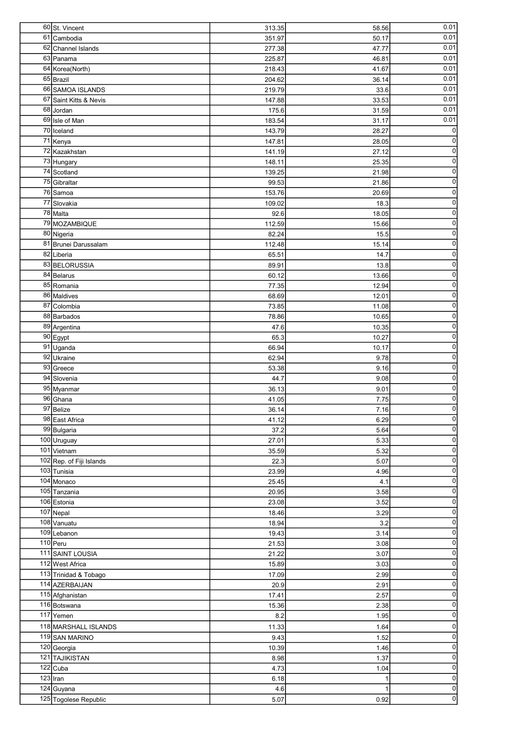| | | | | |
|---|---|---|---|---|
| 60 | St. Vincent | 313.35 | 58.56 | 0.01 |
| 61 | Cambodia | 351.97 | 50.17 | 0.01 |
| 62 | Channel Islands | 277.38 | 47.77 | 0.01 |
| 63 | Panama | 225.87 | 46.81 | 0.01 |
| 64 | Korea(North) | 218.43 | 41.67 | 0.01 |
| 65 | Brazil | 204.62 | 36.14 | 0.01 |
| 66 | SAMOA ISLANDS | 219.79 | 33.6 | 0.01 |
| 67 | Saint Kitts & Nevis | 147.88 | 33.53 | 0.01 |
| 68 | Jordan | 175.6 | 31.59 | 0.01 |
| 69 | Isle of Man | 183.54 | 31.17 | 0.01 |
| 70 | Iceland | 143.79 | 28.27 | 0 |
| 71 | Kenya | 147.81 | 28.05 | 0 |
| 72 | Kazakhstan | 141.19 | 27.12 | 0 |
| 73 | Hungary | 148.11 | 25.35 | 0 |
| 74 | Scotland | 139.25 | 21.98 | 0 |
| 75 | Gibraltar | 99.53 | 21.86 | 0 |
| 76 | Samoa | 153.76 | 20.69 | 0 |
| 77 | Slovakia | 109.02 | 18.3 | 0 |
| 78 | Malta | 92.6 | 18.05 | 0 |
| 79 | MOZAMBIQUE | 112.59 | 15.66 | 0 |
| 80 | Nigeria | 82.24 | 15.5 | 0 |
| 81 | Brunei Darussalam | 112.48 | 15.14 | 0 |
| 82 | Liberia | 65.51 | 14.7 | 0 |
| 83 | BELORUSSIA | 89.91 | 13.8 | 0 |
| 84 | Belarus | 60.12 | 13.66 | 0 |
| 85 | Romania | 77.35 | 12.94 | 0 |
| 86 | Maldives | 68.69 | 12.01 | 0 |
| 87 | Colombia | 73.85 | 11.08 | 0 |
| 88 | Barbados | 78.86 | 10.65 | 0 |
| 89 | Argentina | 47.6 | 10.35 | 0 |
| 90 | Egypt | 65.3 | 10.27 | 0 |
| 91 | Uganda | 66.94 | 10.17 | 0 |
| 92 | Ukraine | 62.94 | 9.78 | 0 |
| 93 | Greece | 53.38 | 9.16 | 0 |
| 94 | Slovenia | 44.7 | 9.08 | 0 |
| 95 | Myanmar | 36.13 | 9.01 | 0 |
| 96 | Ghana | 41.05 | 7.75 | 0 |
| 97 | Belize | 36.14 | 7.16 | 0 |
| 98 | East Africa | 41.12 | 6.29 | 0 |
| 99 | Bulgaria | 37.2 | 5.64 | 0 |
| 100 | Uruguay | 27.01 | 5.33 | 0 |
| 101 | Vietnam | 35.59 | 5.32 | 0 |
| 102 | Rep. of Fiji Islands | 22.3 | 5.07 | 0 |
| 103 | Tunisia | 23.99 | 4.96 | 0 |
| 104 | Monaco | 25.45 | 4.1 | 0 |
| 105 | Tanzania | 20.95 | 3.58 | 0 |
| 106 | Estonia | 23.08 | 3.52 | 0 |
| 107 | Nepal | 18.46 | 3.29 | 0 |
| 108 | Vanuatu | 18.94 | 3.2 | 0 |
| 109 | Lebanon | 19.43 | 3.14 | 0 |
| 110 | Peru | 21.53 | 3.08 | 0 |
| 111 | SAINT LOUSIA | 21.22 | 3.07 | 0 |
| 112 | West Africa | 15.89 | 3.03 | 0 |
| 113 | Trinidad & Tobago | 17.09 | 2.99 | 0 |
| 114 | AZERBAIJAN | 20.9 | 2.91 | 0 |
| 115 | Afghanistan | 17.41 | 2.57 | 0 |
| 116 | Botswana | 15.36 | 2.38 | 0 |
| 117 | Yemen | 8.2 | 1.95 | 0 |
| 118 | MARSHALL ISLANDS | 11.33 | 1.64 | 0 |
| 119 | SAN MARINO | 9.43 | 1.52 | 0 |
| 120 | Georgia | 10.39 | 1.46 | 0 |
| 121 | TAJIKISTAN | 8.98 | 1.37 | 0 |
| 122 | Cuba | 4.73 | 1.04 | 0 |
| 123 | Iran | 6.18 | 1 | 0 |
| 124 | Guyana | 4.6 | 1 | 0 |
| 125 | Togolese Republic | 5.07 | 0.92 | 0 |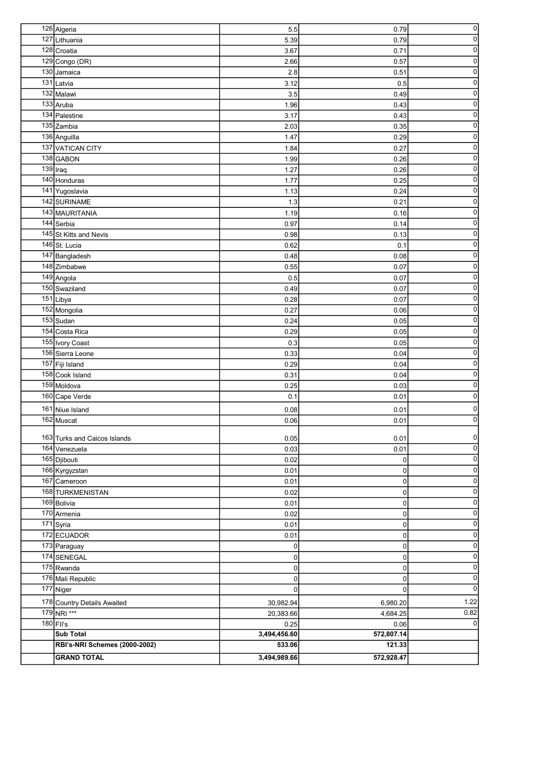| | | | | |
|---|---|---|---|---|
| 126 | Algeria | 5.5 | 0.79 | 0 |
| 127 | Lithuania | 5.39 | 0.79 | 0 |
| 128 | Croatia | 3.67 | 0.71 | 0 |
| 129 | Congo (DR) | 2.66 | 0.57 | 0 |
| 130 | Jamaica | 2.8 | 0.51 | 0 |
| 131 | Latvia | 3.12 | 0.5 | 0 |
| 132 | Malawi | 3.5 | 0.49 | 0 |
| 133 | Aruba | 1.96 | 0.43 | 0 |
| 134 | Palestine | 3.17 | 0.43 | 0 |
| 135 | Zambia | 2.03 | 0.35 | 0 |
| 136 | Anguilla | 1.47 | 0.29 | 0 |
| 137 | VATICAN CITY | 1.84 | 0.27 | 0 |
| 138 | GABON | 1.99 | 0.26 | 0 |
| 139 | Iraq | 1.27 | 0.26 | 0 |
| 140 | Honduras | 1.77 | 0.25 | 0 |
| 141 | Yugoslavia | 1.13 | 0.24 | 0 |
| 142 | SURINAME | 1.3 | 0.21 | 0 |
| 143 | MAURITANIA | 1.19 | 0.16 | 0 |
| 144 | Serbia | 0.97 | 0.14 | 0 |
| 145 | St Kitts and Nevis | 0.98 | 0.13 | 0 |
| 146 | St. Lucia | 0.62 | 0.1 | 0 |
| 147 | Bangladesh | 0.48 | 0.08 | 0 |
| 148 | Zimbabwe | 0.55 | 0.07 | 0 |
| 149 | Angola | 0.5 | 0.07 | 0 |
| 150 | Swaziland | 0.49 | 0.07 | 0 |
| 151 | Libya | 0.28 | 0.07 | 0 |
| 152 | Mongolia | 0.27 | 0.06 | 0 |
| 153 | Sudan | 0.24 | 0.05 | 0 |
| 154 | Costa Rica | 0.29 | 0.05 | 0 |
| 155 | Ivory Coast | 0.3 | 0.05 | 0 |
| 156 | Sierra Leone | 0.33 | 0.04 | 0 |
| 157 | Fiji Island | 0.29 | 0.04 | 0 |
| 158 | Cook Island | 0.31 | 0.04 | 0 |
| 159 | Moldova | 0.25 | 0.03 | 0 |
| 160 | Cape Verde | 0.1 | 0.01 | 0 |
| 161 | Niue Island | 0.08 | 0.01 | 0 |
| 162 | Muscat | 0.06 | 0.01 | 0 |
| 163 | Turks and Caicos Islands | 0.05 | 0.01 | 0 |
| 164 | Venezuela | 0.03 | 0.01 | 0 |
| 165 | Djibouti | 0.02 | 0 | 0 |
| 166 | Kyrgyzstan | 0.01 | 0 | 0 |
| 167 | Cameroon | 0.01 | 0 | 0 |
| 168 | TURKMENISTAN | 0.02 | 0 | 0 |
| 169 | Bolivia | 0.01 | 0 | 0 |
| 170 | Armenia | 0.02 | 0 | 0 |
| 171 | Syria | 0.01 | 0 | 0 |
| 172 | ECUADOR | 0.01 | 0 | 0 |
| 173 | Paraguay | 0 | 0 | 0 |
| 174 | SENEGAL | 0 | 0 | 0 |
| 175 | Rwanda | 0 | 0 | 0 |
| 176 | Mali Republic | 0 | 0 | 0 |
| 177 | Niger | 0 | 0 | 0 |
| 178 | Country Details Awaited | 30,982.94 | 6,980.20 | 1.22 |
| 179 | NRI *** | 20,383.66 | 4,684.25 | 0.82 |
| 180 | FII's | 0.25 | 0.06 | 0 |
| | **Sub Total** | **3,494,456.60** | **572,807.14** | |
| | **RBI's-NRI Schemes (2000-2002)** | **533.06** | **121.33** | |
| | **GRAND TOTAL** | **3,494,989.66** | **572,928.47** | |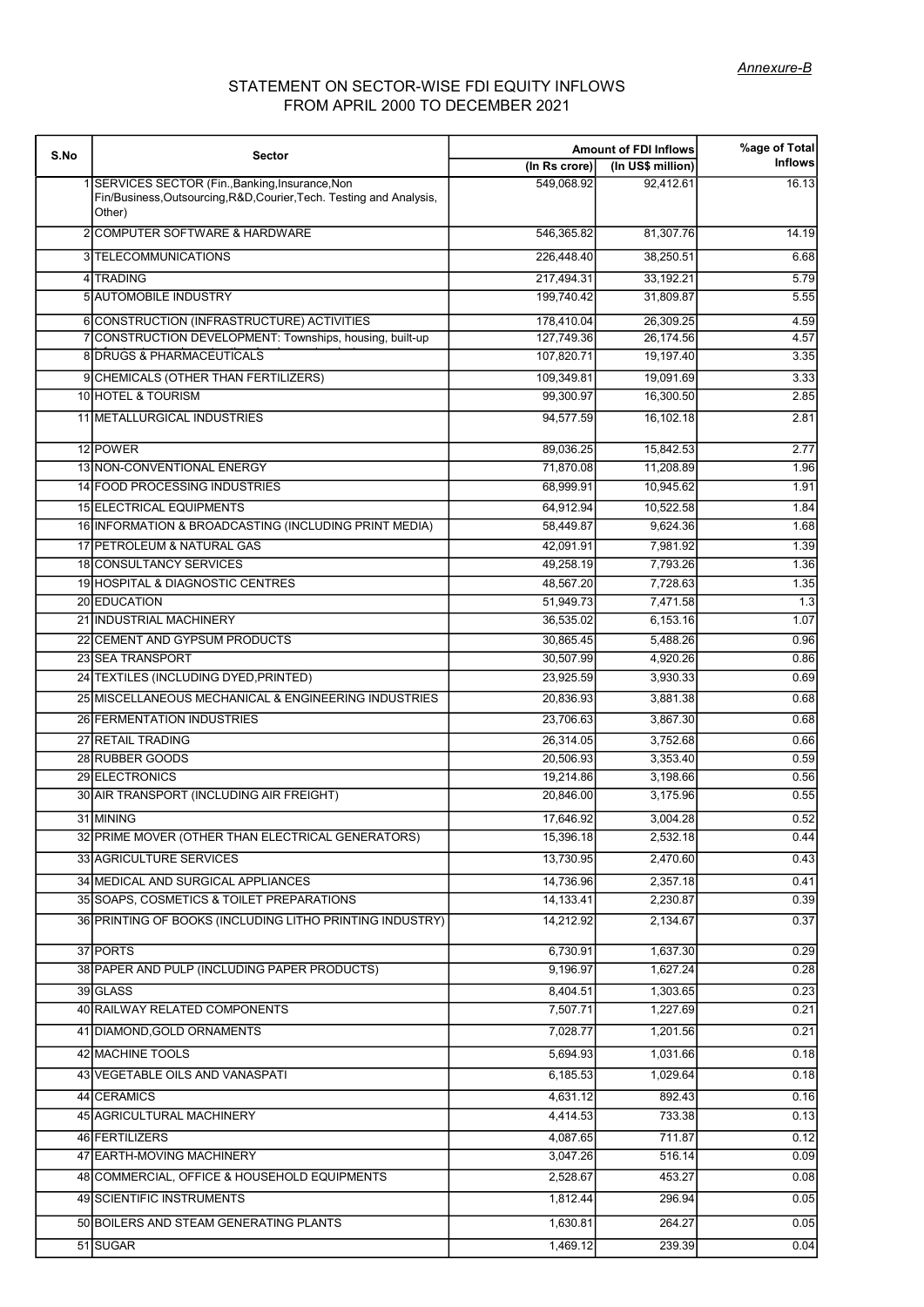*Annexure-B*

## STATEMENT ON SECTOR-WISE FDI EQUITY INFLOWS FROM APRIL 2000 TO DECEMBER 2021

| S.No | Sector | Amount of FDI Inflows | | %age of Total Inflows |
|---|---|---|---|---|
| | | (In Rs crore) | (In US$ million) | |
| 1 | SERVICES SECTOR (Fin.,Banking,Insurance,Non Fin/Business,Outsourcing,R&D,Courier,Tech. Testing and Analysis, Other) | 549,068.92 | 92,412.61 | 16.13 |
| 2 | COMPUTER SOFTWARE & HARDWARE | 546,365.82 | 81,307.76 | 14.19 |
| 3 | TELECOMMUNICATIONS | 226,448.40 | 38,250.51 | 6.68 |
| 4 | TRADING | 217,494.31 | 33,192.21 | 5.79 |
| 5 | AUTOMOBILE INDUSTRY | 199,740.42 | 31,809.87 | 5.55 |
| 6 | CONSTRUCTION (INFRASTRUCTURE) ACTIVITIES | 178,410.04 | 26,309.25 | 4.59 |
| 7 | CONSTRUCTION DEVELOPMENT: Townships, housing, built-up | 127,749.36 | 26,174.56 | 4.57 |
| 8 | DRUGS & PHARMACEUTICALS | 107,820.71 | 19,197.40 | 3.35 |
| 9 | CHEMICALS (OTHER THAN FERTILIZERS) | 109,349.81 | 19,091.69 | 3.33 |
| 10 | HOTEL & TOURISM | 99,300.97 | 16,300.50 | 2.85 |
| 11 | METALLURGICAL INDUSTRIES | 94,577.59 | 16,102.18 | 2.81 |
| 12 | POWER | 89,036.25 | 15,842.53 | 2.77 |
| 13 | NON-CONVENTIONAL ENERGY | 71,870.08 | 11,208.89 | 1.96 |
| 14 | FOOD PROCESSING INDUSTRIES | 68,999.91 | 10,945.62 | 1.91 |
| 15 | ELECTRICAL EQUIPMENTS | 64,912.94 | 10,522.58 | 1.84 |
| 16 | INFORMATION & BROADCASTING (INCLUDING PRINT MEDIA) | 58,449.87 | 9,624.36 | 1.68 |
| 17 | PETROLEUM & NATURAL GAS | 42,091.91 | 7,981.92 | 1.39 |
| 18 | CONSULTANCY SERVICES | 49,258.19 | 7,793.26 | 1.36 |
| 19 | HOSPITAL & DIAGNOSTIC CENTRES | 48,567.20 | 7,728.63 | 1.35 |
| 20 | EDUCATION | 51,949.73 | 7,471.58 | 1.3 |
| 21 | INDUSTRIAL MACHINERY | 36,535.02 | 6,153.16 | 1.07 |
| 22 | CEMENT AND GYPSUM PRODUCTS | 30,865.45 | 5,488.26 | 0.96 |
| 23 | SEA TRANSPORT | 30,507.99 | 4,920.26 | 0.86 |
| 24 | TEXTILES (INCLUDING DYED,PRINTED) | 23,925.59 | 3,930.33 | 0.69 |
| 25 | MISCELLANEOUS MECHANICAL & ENGINEERING INDUSTRIES | 20,836.93 | 3,881.38 | 0.68 |
| 26 | FERMENTATION INDUSTRIES | 23,706.63 | 3,867.30 | 0.68 |
| 27 | RETAIL TRADING | 26,314.05 | 3,752.68 | 0.66 |
| 28 | RUBBER GOODS | 20,506.93 | 3,353.40 | 0.59 |
| 29 | ELECTRONICS | 19,214.86 | 3,198.66 | 0.56 |
| 30 | AIR TRANSPORT (INCLUDING AIR FREIGHT) | 20,846.00 | 3,175.96 | 0.55 |
| 31 | MINING | 17,646.92 | 3,004.28 | 0.52 |
| 32 | PRIME MOVER (OTHER THAN ELECTRICAL GENERATORS) | 15,396.18 | 2,532.18 | 0.44 |
| 33 | AGRICULTURE SERVICES | 13,730.95 | 2,470.60 | 0.43 |
| 34 | MEDICAL AND SURGICAL APPLIANCES | 14,736.96 | 2,357.18 | 0.41 |
| 35 | SOAPS, COSMETICS & TOILET PREPARATIONS | 14,133.41 | 2,230.87 | 0.39 |
| 36 | PRINTING OF BOOKS (INCLUDING LITHO PRINTING INDUSTRY) | 14,212.92 | 2,134.67 | 0.37 |
| 37 | PORTS | 6,730.91 | 1,637.30 | 0.29 |
| 38 | PAPER AND PULP (INCLUDING PAPER PRODUCTS) | 9,196.97 | 1,627.24 | 0.28 |
| 39 | GLASS | 8,404.51 | 1,303.65 | 0.23 |
| 40 | RAILWAY RELATED COMPONENTS | 7,507.71 | 1,227.69 | 0.21 |
| 41 | DIAMOND,GOLD ORNAMENTS | 7,028.77 | 1,201.56 | 0.21 |
| 42 | MACHINE TOOLS | 5,694.93 | 1,031.66 | 0.18 |
| 43 | VEGETABLE OILS AND VANASPATI | 6,185.53 | 1,029.64 | 0.18 |
| 44 | CERAMICS | 4,631.12 | 892.43 | 0.16 |
| 45 | AGRICULTURAL MACHINERY | 4,414.53 | 733.38 | 0.13 |
| 46 | FERTILIZERS | 4,087.65 | 711.87 | 0.12 |
| 47 | EARTH-MOVING MACHINERY | 3,047.26 | 516.14 | 0.09 |
| 48 | COMMERCIAL, OFFICE & HOUSEHOLD EQUIPMENTS | 2,528.67 | 453.27 | 0.08 |
| 49 | SCIENTIFIC INSTRUMENTS | 1,812.44 | 296.94 | 0.05 |
| 50 | BOILERS AND STEAM GENERATING PLANTS | 1,630.81 | 264.27 | 0.05 |
| 51 | SUGAR | 1,469.12 | 239.39 | 0.04 |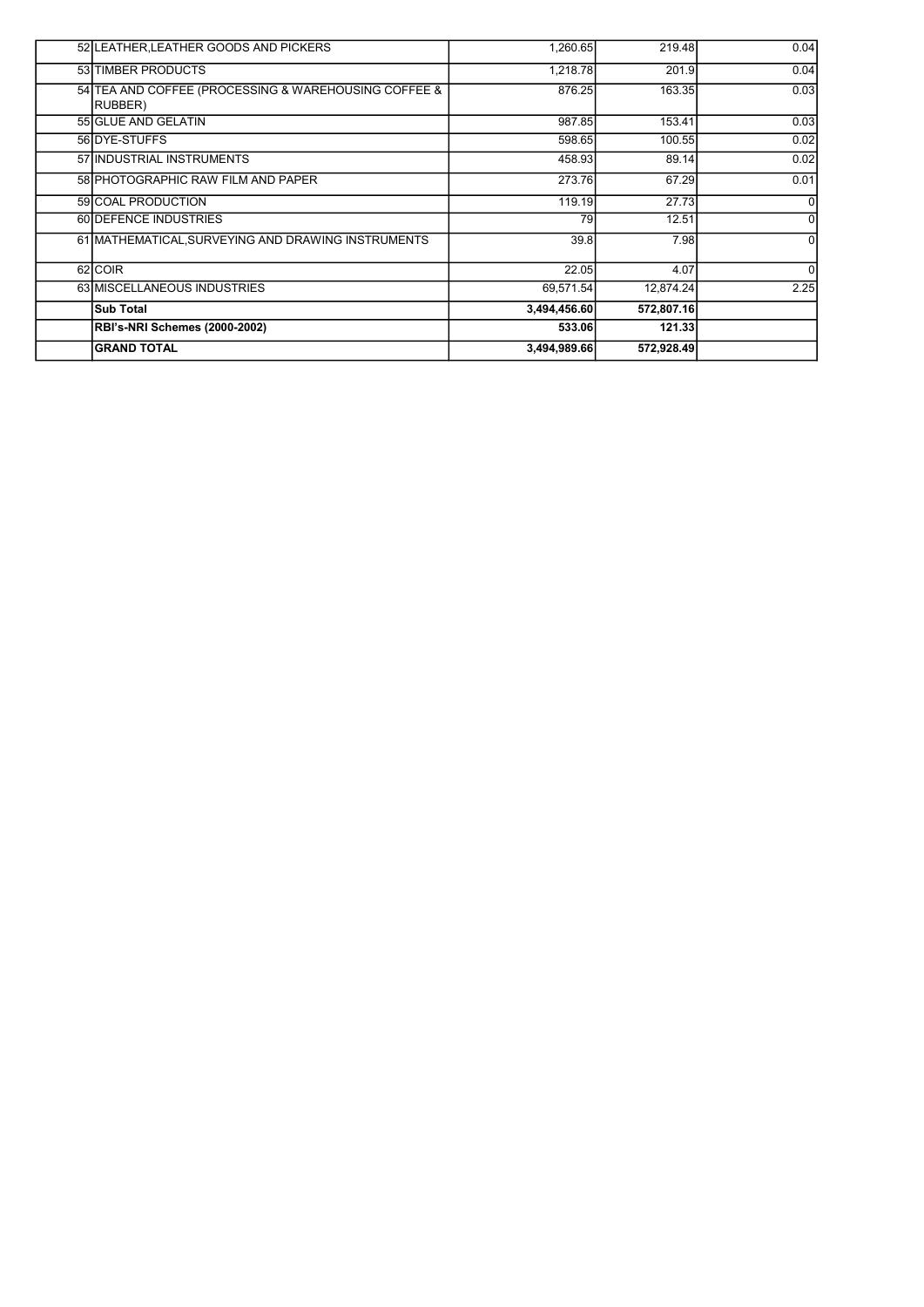| | | | | |
|---|---|---|---|---|
| 52 | LEATHER,LEATHER GOODS AND PICKERS | 1,260.65 | 219.48 | 0.04 |
| 53 | TIMBER PRODUCTS | 1,218.78 | 201.9 | 0.04 |
| 54 | TEA AND COFFEE (PROCESSING & WAREHOUSING COFFEE & RUBBER) | 876.25 | 163.35 | 0.03 |
| 55 | GLUE AND GELATIN | 987.85 | 153.41 | 0.03 |
| 56 | DYE-STUFFS | 598.65 | 100.55 | 0.02 |
| 57 | INDUSTRIAL INSTRUMENTS | 458.93 | 89.14 | 0.02 |
| 58 | PHOTOGRAPHIC RAW FILM AND PAPER | 273.76 | 67.29 | 0.01 |
| 59 | COAL PRODUCTION | 119.19 | 27.73 | 0 |
| 60 | DEFENCE INDUSTRIES | 79 | 12.51 | 0 |
| 61 | MATHEMATICAL,SURVEYING AND DRAWING INSTRUMENTS | 39.8 | 7.98 | 0 |
| 62 | COIR | 22.05 | 4.07 | 0 |
| 63 | MISCELLANEOUS INDUSTRIES | 69,571.54 | 12,874.24 | 2.25 |
| | **Sub Total** | **3,494,456.60** | **572,807.16** | |
| | **RBI's-NRI Schemes (2000-2002)** | **533.06** | **121.33** | |
| | **GRAND TOTAL** | **3,494,989.66** | **572,928.49** | |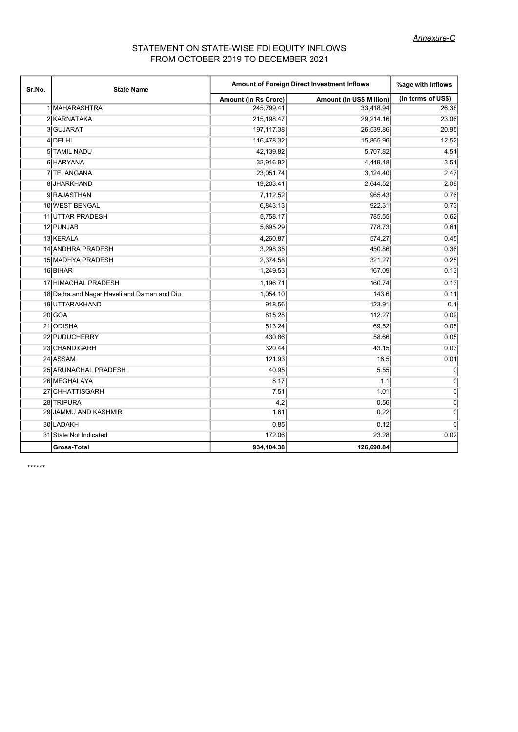*Annexure-C*

# STATEMENT ON STATE-WISE FDI EQUITY INFLOWS FROM OCTOBER 2019 TO DECEMBER 2021

| Sr.No. | State Name | Amount of Foreign Direct Investment Inflows | | %age with Inflows |
|---|---|---|---|---|
| | | Amount (In Rs Crore) | Amount (In US$ Million) | (In terms of US$) |
| 1 | MAHARASHTRA | 245,799.41 | 33,418.94 | 26.38 |
| 2 | KARNATAKA | 215,198.47 | 29,214.16 | 23.06 |
| 3 | GUJARAT | 197,117.38 | 26,539.86 | 20.95 |
| 4 | DELHI | 116,478.32 | 15,865.96 | 12.52 |
| 5 | TAMIL NADU | 42,139.82 | 5,707.82 | 4.51 |
| 6 | HARYANA | 32,916.92 | 4,449.48 | 3.51 |
| 7 | TELANGANA | 23,051.74 | 3,124.40 | 2.47 |
| 8 | JHARKHAND | 19,203.41 | 2,644.52 | 2.09 |
| 9 | RAJASTHAN | 7,112.52 | 965.43 | 0.76 |
| 10 | WEST BENGAL | 6,843.13 | 922.31 | 0.73 |
| 11 | UTTAR PRADESH | 5,758.17 | 785.55 | 0.62 |
| 12 | PUNJAB | 5,695.29 | 778.73 | 0.61 |
| 13 | KERALA | 4,260.87 | 574.27 | 0.45 |
| 14 | ANDHRA PRADESH | 3,298.35 | 450.86 | 0.36 |
| 15 | MADHYA PRADESH | 2,374.58 | 321.27 | 0.25 |
| 16 | BIHAR | 1,249.53 | 167.09 | 0.13 |
| 17 | HIMACHAL PRADESH | 1,196.71 | 160.74 | 0.13 |
| 18 | Dadra and Nagar Haveli and Daman and Diu | 1,054.10 | 143.6 | 0.11 |
| 19 | UTTARAKHAND | 918.56 | 123.91 | 0.1 |
| 20 | GOA | 815.28 | 112.27 | 0.09 |
| 21 | ODISHA | 513.24 | 69.52 | 0.05 |
| 22 | PUDUCHERRY | 430.86 | 58.66 | 0.05 |
| 23 | CHANDIGARH | 320.44 | 43.15 | 0.03 |
| 24 | ASSAM | 121.93 | 16.5 | 0.01 |
| 25 | ARUNACHAL PRADESH | 40.95 | 5.55 | 0 |
| 26 | MEGHALAYA | 8.17 | 1.1 | 0 |
| 27 | CHHATTISGARH | 7.51 | 1.01 | 0 |
| 28 | TRIPURA | 4.2 | 0.56 | 0 |
| 29 | JAMMU AND KASHMIR | 1.61 | 0.22 | 0 |
| 30 | LADAKH | 0.85 | 0.12 | 0 |
| 31 | State Not Indicated | 172.06 | 23.28 | 0.02 |
| | **Gross-Total** | **934,104.38** | **126,690.84** | |

******